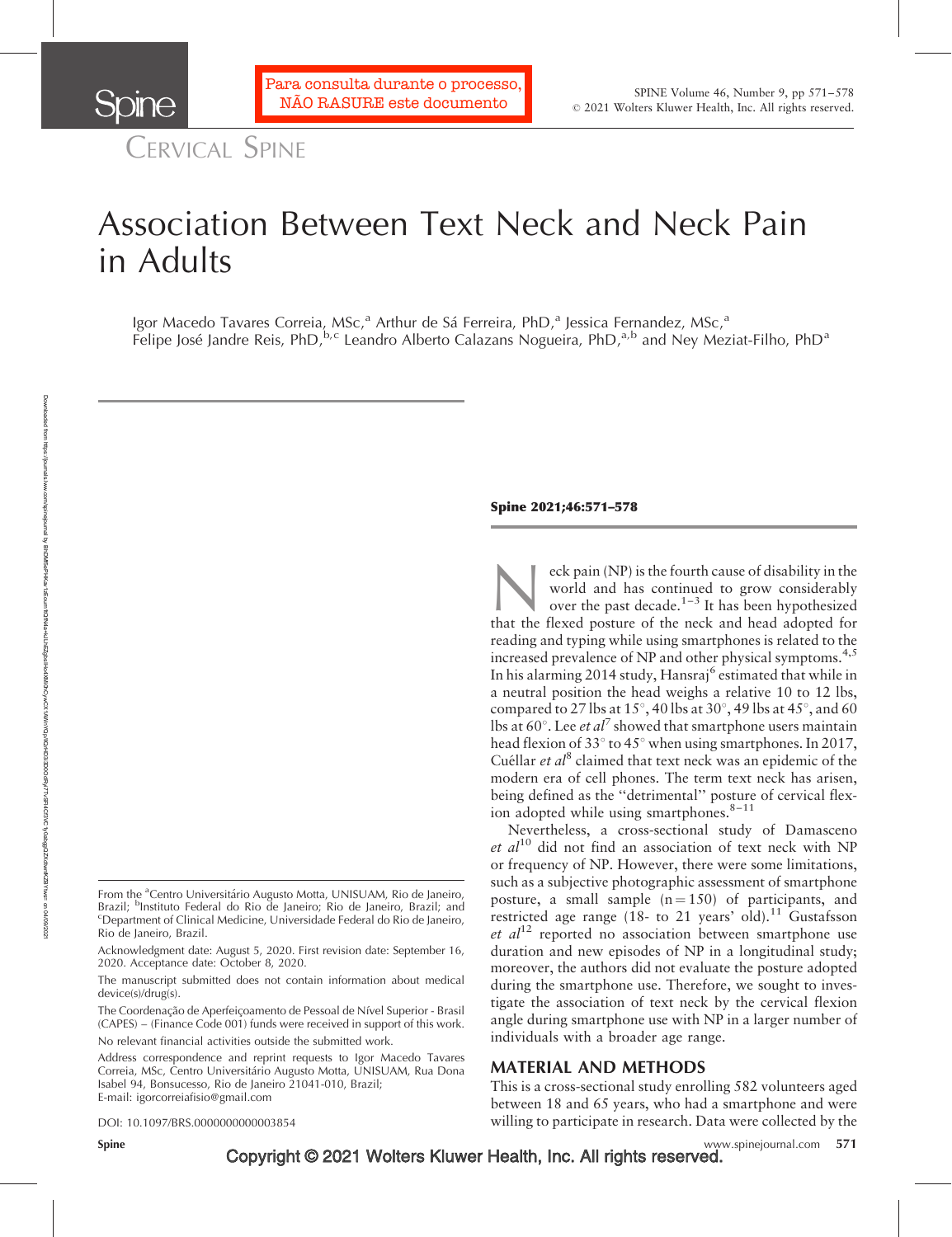Cervical Spine

# Association Between Text Neck and Neck Pain in Adults

Igor Macedo Tavares Correia, MSc,[a] Arthur de Sá Ferreira, PhD,[a] Jessica Fernandez, MSc,[a] Felipe José Jandre Reis, PhD,[b,c] Leandro Alberto Calazans Nogueira, PhD,[a,b] and Ney Meziat-Filho, PhD[a]

**Spine 2021;46:571–578**

Neck pain (NP) is the fourth cause of disability in the world and has continued to grow considerably over the past decade.[1–3] It has been hypothesized that the flexed posture of the neck and head adopted for reading and typing while using smartphones is related to the increased prevalence of NP and other physical symptoms.[4,5] In his alarming 2014 study, Hansraj[6] estimated that while in a neutral position the head weighs a relative 10 to 12 lbs, compared to 27 lbs at 15°, 40 lbs at 30°, 49 lbs at 45°, and 60 lbs at 60°. Lee *et al*[7] showed that smartphone users maintain head flexion of 33° to 45° when using smartphones. In 2017, Cuéllar *et al*[8] claimed that text neck was an epidemic of the modern era of cell phones. The term text neck has arisen, being defined as the "detrimental" posture of cervical flexion adopted while using smartphones.[8–11]

Nevertheless, a cross-sectional study of Damasceno *et al*[10] did not find an association of text neck with NP or frequency of NP. However, there were some limitations, such as a subjective photographic assessment of smartphone posture, a small sample (n = 150) of participants, and restricted age range (18- to 21 years' old).[11] Gustafsson *et al*[12] reported no association between smartphone use duration and new episodes of NP in a longitudinal study; moreover, the authors did not evaluate the posture adopted during the smartphone use. Therefore, we sought to investigate the association of text neck by the cervical flexion angle during smartphone use with NP in a larger number of individuals with a broader age range.

## MATERIAL AND METHODS

This is a cross-sectional study enrolling 582 volunteers aged between 18 and 65 years, who had a smartphone and were willing to participate in research. Data were collected by the

From the [a]Centro Universitário Augusto Motta, UNISUAM, Rio de Janeiro, Brazil; [b]Instituto Federal do Rio de Janeiro; Rio de Janeiro, Brazil; and [c]Department of Clinical Medicine, Universidade Federal do Rio de Janeiro, Rio de Janeiro, Brazil.

Acknowledgment date: August 5, 2020. First revision date: September 16, 2020. Acceptance date: October 8, 2020.

The manuscript submitted does not contain information about medical device(s)/drug(s).

The Coordenação de Aperfeiçoamento de Pessoal de Nível Superior - Brasil (CAPES) – (Finance Code 001) funds were received in support of this work.

No relevant financial activities outside the submitted work.

Address correspondence and reprint requests to Igor Macedo Tavares Correia, MSc, Centro Universitário Augusto Motta, UNISUAM, Rua Dona Isabel 94, Bonsucesso, Rio de Janeiro 21041-010, Brazil; E-mail: igorcorreiafisio@gmail.com

DOI: 10.1097/BRS.0000000000003854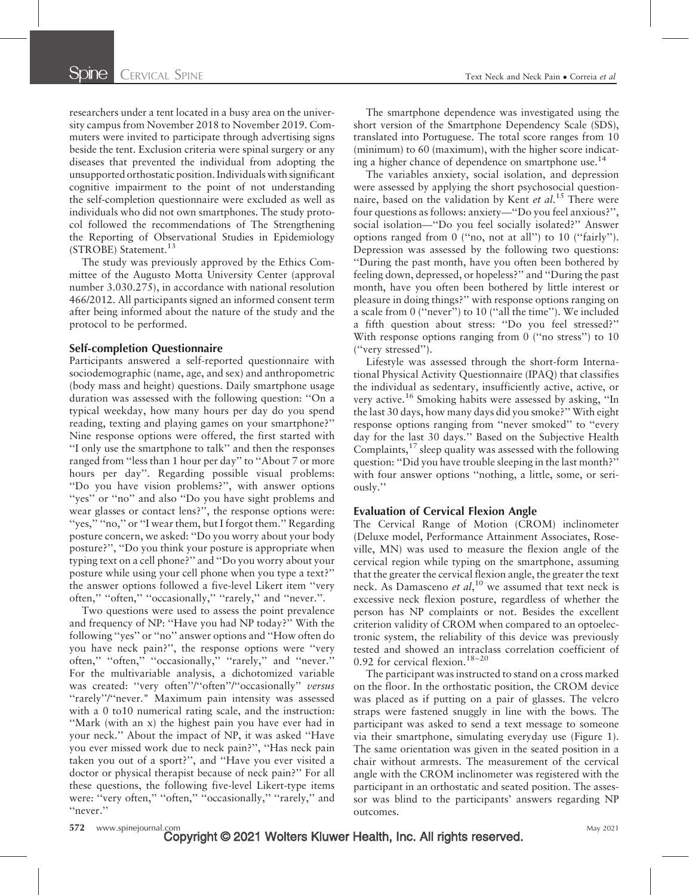researchers under a tent located in a busy area on the university campus from November 2018 to November 2019. Commuters were invited to participate through advertising signs beside the tent. Exclusion criteria were spinal surgery or any diseases that prevented the individual from adopting the unsupported orthostatic position. Individuals with significant cognitive impairment to the point of not understanding the self-completion questionnaire were excluded as well as individuals who did not own smartphones. The study protocol followed the recommendations of The Strengthening the Reporting of Observational Studies in Epidemiology (STROBE) Statement.[13]

The study was previously approved by the Ethics Committee of the Augusto Motta University Center (approval number 3.030.275), in accordance with national resolution 466/2012. All participants signed an informed consent term after being informed about the nature of the study and the protocol to be performed.

### Self-completion Questionnaire

Participants answered a self-reported questionnaire with sociodemographic (name, age, and sex) and anthropometric (body mass and height) questions. Daily smartphone usage duration was assessed with the following question: ''On a typical weekday, how many hours per day do you spend reading, texting and playing games on your smartphone?'' Nine response options were offered, the first started with ''I only use the smartphone to talk'' and then the responses ranged from ''less than 1 hour per day'' to ''About 7 or more hours per day''. Regarding possible visual problems: ''Do you have vision problems?'', with answer options ''yes'' or ''no'' and also ''Do you have sight problems and wear glasses or contact lens?'', the response options were: ''yes,'' ''no,'' or ''I wear them, but I forgot them.'' Regarding posture concern, we asked: ''Do you worry about your body posture?'', ''Do you think your posture is appropriate when typing text on a cell phone?'' and ''Do you worry about your posture while using your cell phone when you type a text?'' the answer options followed a five-level Likert item ''very often,'' ''often,'' ''occasionally,'' ''rarely,'' and ''never.''.

Two questions were used to assess the point prevalence and frequency of NP: ''Have you had NP today?'' With the following ''yes'' or ''no'' answer options and ''How often do you have neck pain?'', the response options were ''very often,'' ''often,'' ''occasionally,'' ''rarely,'' and ''never.'' For the multivariable analysis, a dichotomized variable was created: ''very often''/''often''/''occasionally'' *versus* ''rarely''/''never.'' Maximum pain intensity was assessed with a 0 to10 numerical rating scale, and the instruction: ''Mark (with an x) the highest pain you have ever had in your neck.'' About the impact of NP, it was asked ''Have you ever missed work due to neck pain?'', ''Has neck pain taken you out of a sport?'', and ''Have you ever visited a doctor or physical therapist because of neck pain?'' For all these questions, the following five-level Likert-type items were: ''very often,'' ''often,'' ''occasionally,'' ''rarely,'' and ''never.''

The smartphone dependence was investigated using the short version of the Smartphone Dependency Scale (SDS), translated into Portuguese. The total score ranges from 10 (minimum) to 60 (maximum), with the higher score indicating a higher chance of dependence on smartphone use.[14]

The variables anxiety, social isolation, and depression were assessed by applying the short psychosocial questionnaire, based on the validation by Kent *et al.*[15] There were four questions as follows: anxiety—''Do you feel anxious?'', social isolation—''Do you feel socially isolated?'' Answer options ranged from 0 (''no, not at all'') to 10 (''fairly''). Depression was assessed by the following two questions: ''During the past month, have you often been bothered by feeling down, depressed, or hopeless?'' and ''During the past month, have you often been bothered by little interest or pleasure in doing things?'' with response options ranging on a scale from 0 (''never'') to 10 (''all the time''). We included a fifth question about stress: ''Do you feel stressed?'' With response options ranging from 0 (''no stress'') to 10 (''very stressed'').

Lifestyle was assessed through the short-form International Physical Activity Questionnaire (IPAQ) that classifies the individual as sedentary, insufficiently active, active, or very active.[16] Smoking habits were assessed by asking, ''In the last 30 days, how many days did you smoke?'' With eight response options ranging from ''never smoked'' to ''every day for the last 30 days.'' Based on the Subjective Health Complaints,[17] sleep quality was assessed with the following question: ''Did you have trouble sleeping in the last month?'' with four answer options ''nothing, a little, some, or seriously.''

### Evaluation of Cervical Flexion Angle

The Cervical Range of Motion (CROM) inclinometer (Deluxe model, Performance Attainment Associates, Roseville, MN) was used to measure the flexion angle of the cervical region while typing on the smartphone, assuming that the greater the cervical flexion angle, the greater the text neck. As Damasceno *et al*,[10] we assumed that text neck is excessive neck flexion posture, regardless of whether the person has NP complaints or not. Besides the excellent criterion validity of CROM when compared to an optoelectronic system, the reliability of this device was previously tested and showed an intraclass correlation coefficient of 0.92 for cervical flexion.[18–20]

The participant was instructed to stand on a cross marked on the floor. In the orthostatic position, the CROM device was placed as if putting on a pair of glasses. The velcro straps were fastened snuggly in line with the bows. The participant was asked to send a text message to someone via their smartphone, simulating everyday use (Figure 1). The same orientation was given in the seated position in a chair without armrests. The measurement of the cervical angle with the CROM inclinometer was registered with the participant in an orthostatic and seated position. The assessor was blind to the participants' answers regarding NP outcomes.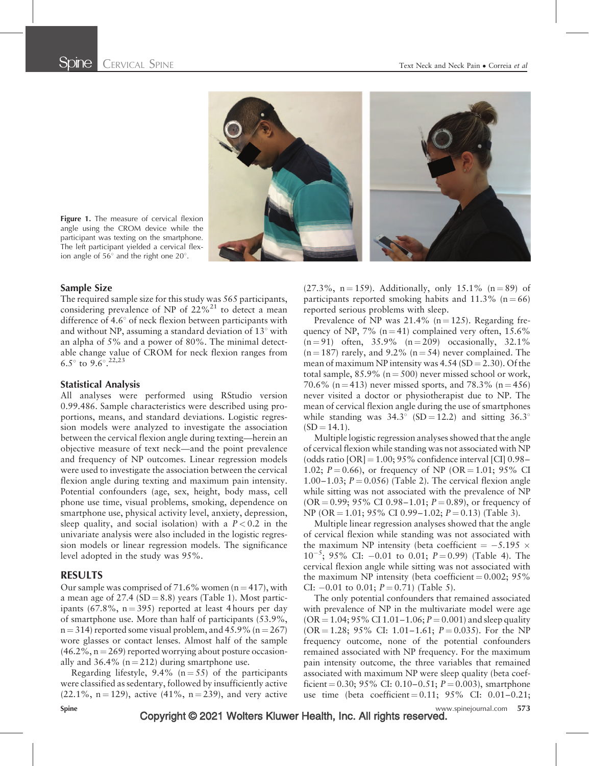Figure 1. The measure of cervical flexion angle using the CROM device while the participant was texting on the smartphone. The left participant yielded a cervical flexion angle of 56° and the right one 20°.

## Sample Size

The required sample size for this study was 565 participants, considering prevalence of NP of 22%[21] to detect a mean difference of 4.6° of neck flexion between participants with and without NP, assuming a standard deviation of 13° with an alpha of 5% and a power of 80%. The minimal detectable change value of CROM for neck flexion ranges from 6.5° to 9.6°.[22,23]

## Statistical Analysis

All analyses were performed using RStudio version 0.99.486. Sample characteristics were described using proportions, means, and standard deviations. Logistic regression models were analyzed to investigate the association between the cervical flexion angle during texting—herein an objective measure of text neck—and the point prevalence and frequency of NP outcomes. Linear regression models were used to investigate the association between the cervical flexion angle during texting and maximum pain intensity. Potential confounders (age, sex, height, body mass, cell phone use time, visual problems, smoking, dependence on smartphone use, physical activity level, anxiety, depression, sleep quality, and social isolation) with a $P < 0.2$ in the univariate analysis were also included in the logistic regression models or linear regression models. The significance level adopted in the study was 95%.

## RESULTS

Our sample was comprised of 71.6% women (n = 417), with a mean age of 27.4 (SD = 8.8) years (Table 1). Most participants (67.8%, n = 395) reported at least 4 hours per day of smartphone use. More than half of participants (53.9%, n = 314) reported some visual problem, and 45.9% (n = 267) wore glasses or contact lenses. Almost half of the sample (46.2%, n = 269) reported worrying about posture occasionally and 36.4% (n = 212) during smartphone use.

Regarding lifestyle, 9.4% (n = 55) of the participants were classified as sedentary, followed by insufficiently active (22.1%, n = 129), active (41%, n = 239), and very active (27.3%, n = 159). Additionally, only 15.1% (n = 89) of participants reported smoking habits and 11.3% (n = 66) reported serious problems with sleep.

Prevalence of NP was 21.4% (n = 125). Regarding frequency of NP, 7% (n = 41) complained very often, 15.6% (n = 91) often, 35.9% (n = 209) occasionally, 32.1% (n = 187) rarely, and 9.2% (n = 54) never complained. The mean of maximum NP intensity was 4.54 (SD = 2.30). Of the total sample, 85.9% (n = 500) never missed school or work, 70.6% (n = 413) never missed sports, and 78.3% (n = 456) never visited a doctor or physiotherapist due to NP. The mean of cervical flexion angle during the use of smartphones while standing was 34.3° (SD = 12.2) and sitting 36.3° (SD = 14.1).

Multiple logistic regression analyses showed that the angle of cervical flexion while standing was not associated with NP (odds ratio [OR] = 1.00; 95% confidence interval [CI] 0.98–1.02; $P = 0.66$), or frequency of NP (OR = 1.01; 95% CI 1.00–1.03; $P = 0.056$) (Table 2). The cervical flexion angle while sitting was not associated with the prevalence of NP (OR = 0.99; 95% CI 0.98–1.01; $P = 0.89$), or frequency of NP (OR = 1.01; 95% CI 0.99–1.02; $P = 0.13$) (Table 3).

Multiple linear regression analyses showed that the angle of cervical flexion while standing was not associated with the maximum NP intensity (beta coefficient = $-5.195 \times 10^{-5}$; 95% CI: −0.01 to 0.01; $P = 0.99$) (Table 4). The cervical flexion angle while sitting was not associated with the maximum NP intensity (beta coefficient = 0.002; 95% CI: −0.01 to 0.01; $P = 0.71$) (Table 5).

The only potential confounders that remained associated with prevalence of NP in the multivariate model were age (OR = 1.04; 95% CI 1.01–1.06; $P = 0.001$) and sleep quality (OR = 1.28; 95% CI: 1.01–1.61; $P = 0.035$). For the NP frequency outcome, none of the potential confounders remained associated with NP frequency. For the maximum pain intensity outcome, the three variables that remained associated with maximum NP were sleep quality (beta coefficient = 0.30; 95% CI: 0.10–0.51; $P = 0.003$), smartphone use time (beta coefficient = 0.11; 95% CI: 0.01–0.21;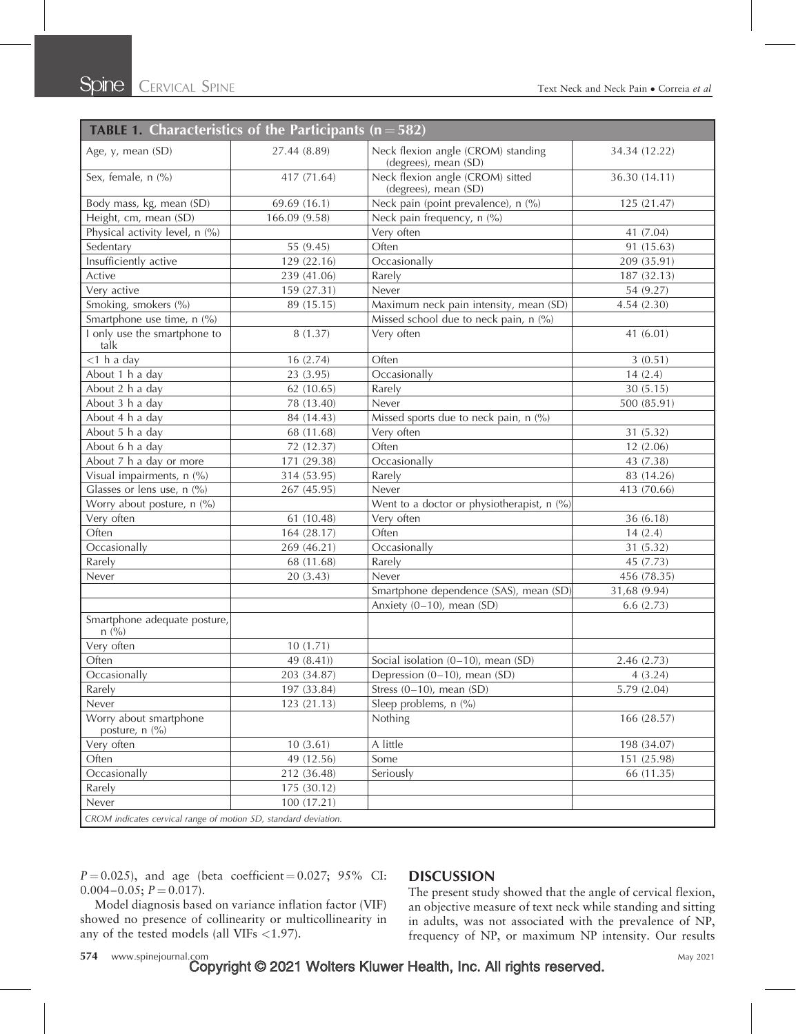**TABLE 1. Characteristics of the Participants (n = 582)**

| | | | |
|---|---|---|---|
| Age, y, mean (SD) | 27.44 (8.89) | Neck flexion angle (CROM) standing (degrees), mean (SD) | 34.34 (12.22) |
| Sex, female, n (%) | 417 (71.64) | Neck flexion angle (CROM) sitted (degrees), mean (SD) | 36.30 (14.11) |
| Body mass, kg, mean (SD) | 69.69 (16.1) | Neck pain (point prevalence), n (%) | 125 (21.47) |
| Height, cm, mean (SD) | 166.09 (9.58) | Neck pain frequency, n (%) | |
| Physical activity level, n (%) | | Very often | 41 (7.04) |
| Sedentary | 55 (9.45) | Often | 91 (15.63) |
| Insufficiently active | 129 (22.16) | Occasionally | 209 (35.91) |
| Active | 239 (41.06) | Rarely | 187 (32.13) |
| Very active | 159 (27.31) | Never | 54 (9.27) |
| Smoking, smokers (%) | 89 (15.15) | Maximum neck pain intensity, mean (SD) | 4.54 (2.30) |
| Smartphone use time, n (%) | | Missed school due to neck pain, n (%) | |
| I only use the smartphone to talk | 8 (1.37) | Very often | 41 (6.01) |
| <1 h a day | 16 (2.74) | Often | 3 (0.51) |
| About 1 h a day | 23 (3.95) | Occasionally | 14 (2.4) |
| About 2 h a day | 62 (10.65) | Rarely | 30 (5.15) |
| About 3 h a day | 78 (13.40) | Never | 500 (85.91) |
| About 4 h a day | 84 (14.43) | Missed sports due to neck pain, n (%) | |
| About 5 h a day | 68 (11.68) | Very often | 31 (5.32) |
| About 6 h a day | 72 (12.37) | Often | 12 (2.06) |
| About 7 h a day or more | 171 (29.38) | Occasionally | 43 (7.38) |
| Visual impairments, n (%) | 314 (53.95) | Rarely | 83 (14.26) |
| Glasses or lens use, n (%) | 267 (45.95) | Never | 413 (70.66) |
| Worry about posture, n (%) | | Went to a doctor or physiotherapist, n (%) | |
| Very often | 61 (10.48) | Very often | 36 (6.18) |
| Often | 164 (28.17) | Often | 14 (2.4) |
| Occasionally | 269 (46.21) | Occasionally | 31 (5.32) |
| Rarely | 68 (11.68) | Rarely | 45 (7.73) |
| Never | 20 (3.43) | Never | 456 (78.35) |
| | | Smartphone dependence (SAS), mean (SD) | 31,68 (9.94) |
| | | Anxiety (0–10), mean (SD) | 6.6 (2.73) |
| Smartphone adequate posture, n (%) | | | |
| Very often | 10 (1.71) | | |
| Often | 49 (8.41)) | Social isolation (0–10), mean (SD) | 2.46 (2.73) |
| Occasionally | 203 (34.87) | Depression (0–10), mean (SD) | 4 (3.24) |
| Rarely | 197 (33.84) | Stress (0–10), mean (SD) | 5.79 (2.04) |
| Never | 123 (21.13) | Sleep problems, n (%) | |
| Worry about smartphone posture, n (%) | | Nothing | 166 (28.57) |
| Very often | 10 (3.61) | A little | 198 (34.07) |
| Often | 49 (12.56) | Some | 151 (25.98) |
| Occasionally | 212 (36.48) | Seriously | 66 (11.35) |
| Rarely | 175 (30.12) | | |
| Never | 100 (17.21) | | |

*CROM indicates cervical range of motion SD, standard deviation.*

$P = 0.025$), and age (beta coefficient = 0.027; 95% CI: 0.004–0.05; $P = 0.017$).

Model diagnosis based on variance inflation factor (VIF) showed no presence of collinearity or multicollinearity in any of the tested models (all VIFs <1.97).

## DISCUSSION

The present study showed that the angle of cervical flexion, an objective measure of text neck while standing and sitting in adults, was not associated with the prevalence of NP, frequency of NP, or maximum NP intensity. Our results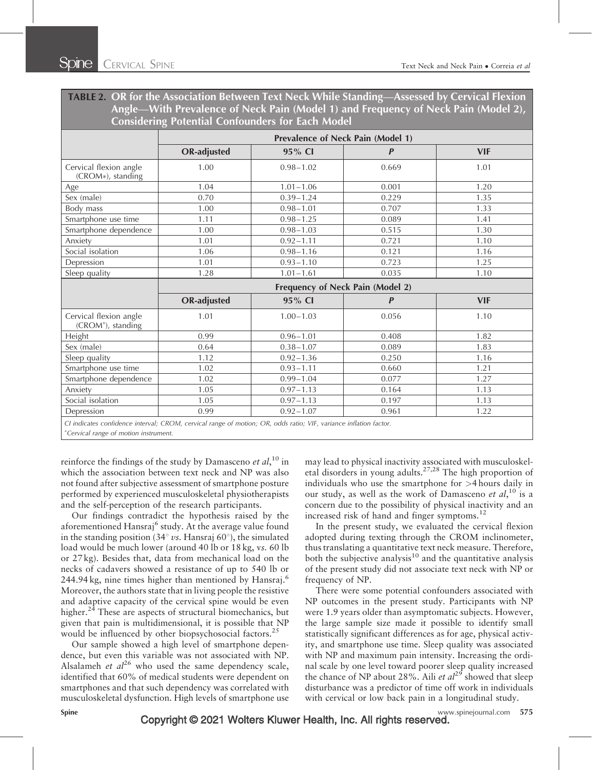**TABLE 2. OR for the Association Between Text Neck While Standing—Assessed by Cervical Flexion Angle—With Prevalence of Neck Pain (Model 1) and Frequency of Neck Pain (Model 2), Considering Potential Confounders for Each Model**

| | Prevalence of Neck Pain (Model 1) | | | |
|---|---|---|---|---|
| | **OR-adjusted** | **95% CI** | ***P*** | **VIF** |
| Cervical flexion angle (CROM*), standing | 1.00 | 0.98–1.02 | 0.669 | 1.01 |
| Age | 1.04 | 1.01–1.06 | 0.001 | 1.20 |
| Sex (male) | 0.70 | 0.39–1.24 | 0.229 | 1.35 |
| Body mass | 1.00 | 0.98–1.01 | 0.707 | 1.33 |
| Smartphone use time | 1.11 | 0.98–1.25 | 0.089 | 1.41 |
| Smartphone dependence | 1.00 | 0.98–1.03 | 0.515 | 1.30 |
| Anxiety | 1.01 | 0.92–1.11 | 0.721 | 1.10 |
| Social isolation | 1.06 | 0.98–1.16 | 0.121 | 1.16 |
| Depression | 1.01 | 0.93–1.10 | 0.723 | 1.25 |
| Sleep quality | 1.28 | 1.01–1.61 | 0.035 | 1.10 |
| | **Frequency of Neck Pain (Model 2)** | | | |
| | **OR-adjusted** | **95% CI** | ***P*** | **VIF** |
| Cervical flexion angle (CROM*), standing | 1.01 | 1.00–1.03 | 0.056 | 1.10 |
| Height | 0.99 | 0.96–1.01 | 0.408 | 1.82 |
| Sex (male) | 0.64 | 0.38–1.07 | 0.089 | 1.83 |
| Sleep quality | 1.12 | 0.92–1.36 | 0.250 | 1.16 |
| Smartphone use time | 1.02 | 0.93–1.11 | 0.660 | 1.21 |
| Smartphone dependence | 1.02 | 0.99–1.04 | 0.077 | 1.27 |
| Anxiety | 1.05 | 0.97–1.13 | 0.164 | 1.13 |
| Social isolation | 1.05 | 0.97–1.13 | 0.197 | 1.13 |
| Depression | 0.99 | 0.92–1.07 | 0.961 | 1.22 |

*CI indicates confidence interval; CROM, cervical range of motion; OR, odds ratio; VIF, variance inflation factor.*
*Cervical range of motion instrument.

reinforce the findings of the study by Damasceno *et al*,[10] in which the association between text neck and NP was also not found after subjective assessment of smartphone posture performed by experienced musculoskeletal physiotherapists and the self-perception of the research participants.

Our findings contradict the hypothesis raised by the aforementioned Hansraj[6] study. At the average value found in the standing position (34° *vs.* Hansraj 60°), the simulated load would be much lower (around 40 lb or 18 kg, *vs.* 60 lb or 27 kg). Besides that, data from mechanical load on the necks of cadavers showed a resistance of up to 540 lb or 244.94 kg, nine times higher than mentioned by Hansraj.[6] Moreover, the authors state that in living people the resistive and adaptive capacity of the cervical spine would be even higher.[24] These are aspects of structural biomechanics, but given that pain is multidimensional, it is possible that NP would be influenced by other biopsychosocial factors.[25]

Our sample showed a high level of smartphone dependence, but even this variable was not associated with NP. Alsalameh *et al*[26] who used the same dependency scale, identified that 60% of medical students were dependent on smartphones and that such dependency was correlated with musculoskeletal dysfunction. High levels of smartphone use may lead to physical inactivity associated with musculoskeletal disorders in young adults.[27,28] The high proportion of individuals who use the smartphone for >4 hours daily in our study, as well as the work of Damasceno *et al*,[10] is a concern due to the possibility of physical inactivity and an increased risk of hand and finger symptoms.[12]

In the present study, we evaluated the cervical flexion adopted during texting through the CROM inclinometer, thus translating a quantitative text neck measure. Therefore, both the subjective analysis[10] and the quantitative analysis of the present study did not associate text neck with NP or frequency of NP.

There were some potential confounders associated with NP outcomes in the present study. Participants with NP were 1.9 years older than asymptomatic subjects. However, the large sample size made it possible to identify small statistically significant differences as for age, physical activity, and smartphone use time. Sleep quality was associated with NP and maximum pain intensity. Increasing the ordinal scale by one level toward poorer sleep quality increased the chance of NP about 28%. Aili *et al*[29] showed that sleep disturbance was a predictor of time off work in individuals with cervical or low back pain in a longitudinal study.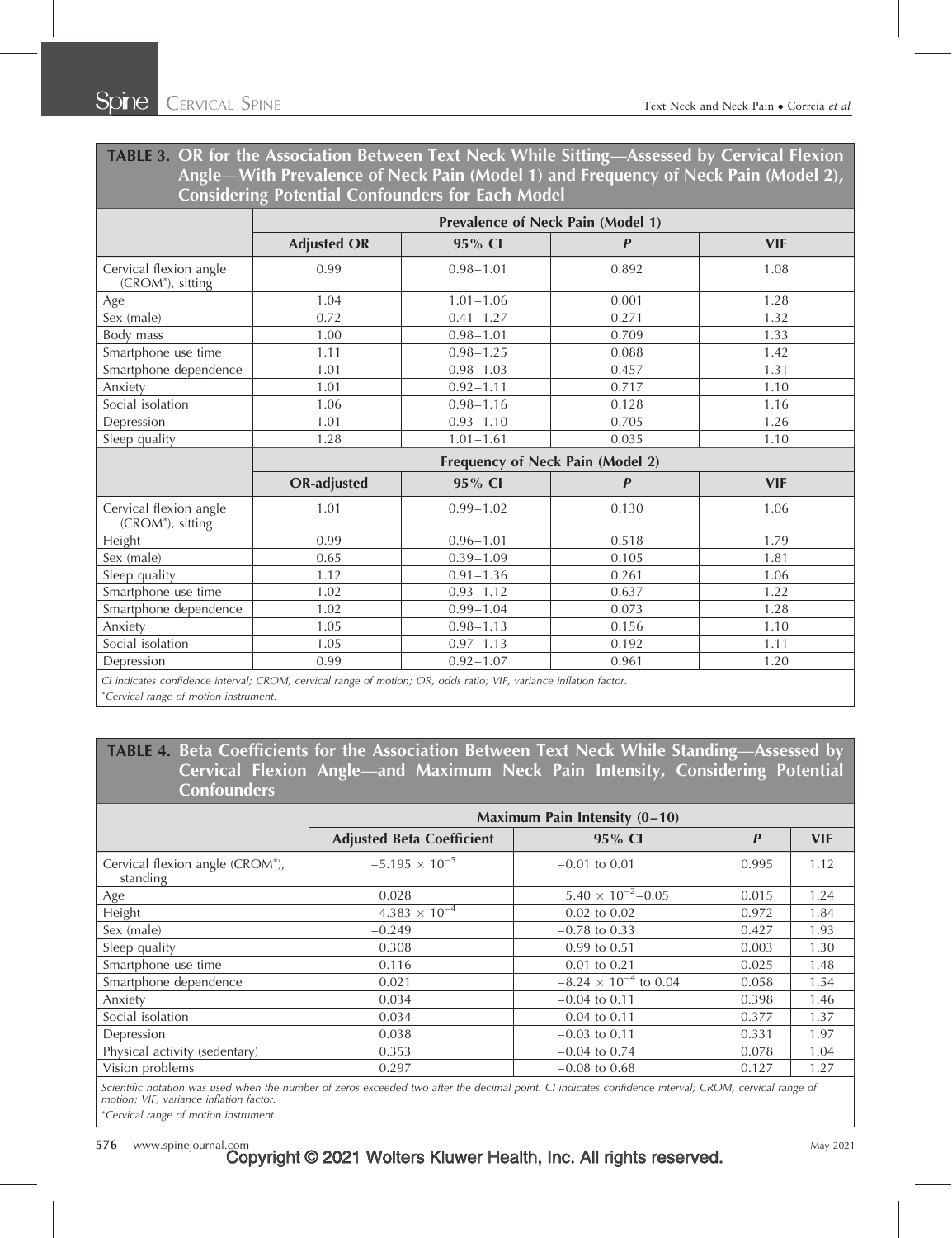**TABLE 3. OR for the Association Between Text Neck While Sitting—Assessed by Cervical Flexion Angle—With Prevalence of Neck Pain (Model 1) and Frequency of Neck Pain (Model 2), Considering Potential Confounders for Each Model**

| | Prevalence of Neck Pain (Model 1) | | | |
|---|---|---|---|---|
| | **Adjusted OR** | **95% CI** | ***P*** | **VIF** |
| Cervical flexion angle (CROM*), sitting | 0.99 | 0.98–1.01 | 0.892 | 1.08 |
| Age | 1.04 | 1.01–1.06 | 0.001 | 1.28 |
| Sex (male) | 0.72 | 0.41–1.27 | 0.271 | 1.32 |
| Body mass | 1.00 | 0.98–1.01 | 0.709 | 1.33 |
| Smartphone use time | 1.11 | 0.98–1.25 | 0.088 | 1.42 |
| Smartphone dependence | 1.01 | 0.98–1.03 | 0.457 | 1.31 |
| Anxiety | 1.01 | 0.92–1.11 | 0.717 | 1.10 |
| Social isolation | 1.06 | 0.98–1.16 | 0.128 | 1.16 |
| Depression | 1.01 | 0.93–1.10 | 0.705 | 1.26 |
| Sleep quality | 1.28 | 1.01–1.61 | 0.035 | 1.10 |
| | **Frequency of Neck Pain (Model 2)** | | | |
| | **OR-adjusted** | **95% CI** | ***P*** | **VIF** |
| Cervical flexion angle (CROM*), sitting | 1.01 | 0.99–1.02 | 0.130 | 1.06 |
| Height | 0.99 | 0.96–1.01 | 0.518 | 1.79 |
| Sex (male) | 0.65 | 0.39–1.09 | 0.105 | 1.81 |
| Sleep quality | 1.12 | 0.91–1.36 | 0.261 | 1.06 |
| Smartphone use time | 1.02 | 0.93–1.12 | 0.637 | 1.22 |
| Smartphone dependence | 1.02 | 0.99–1.04 | 0.073 | 1.28 |
| Anxiety | 1.05 | 0.98–1.13 | 0.156 | 1.10 |
| Social isolation | 1.05 | 0.97–1.13 | 0.192 | 1.11 |
| Depression | 0.99 | 0.92–1.07 | 0.961 | 1.20 |

*CI indicates confidence interval; CROM, cervical range of motion; OR, odds ratio; VIF, variance inflation factor.*

*Cervical range of motion instrument.

**TABLE 4. Beta Coefficients for the Association Between Text Neck While Standing—Assessed by Cervical Flexion Angle—and Maximum Neck Pain Intensity, Considering Potential Confounders**

| | Maximum Pain Intensity (0–10) | | | |
|---|---|---|---|---|
| | **Adjusted Beta Coefficient** | **95% CI** | ***P*** | **VIF** |
| Cervical flexion angle (CROM*), standing | $-5.195 \times 10^{-5}$ | −0.01 to 0.01 | 0.995 | 1.12 |
| Age | 0.028 | $5.40 \times 10^{-2}$–0.05 | 0.015 | 1.24 |
| Height | $4.383 \times 10^{-4}$ | −0.02 to 0.02 | 0.972 | 1.84 |
| Sex (male) | −0.249 | −0.78 to 0.33 | 0.427 | 1.93 |
| Sleep quality | 0.308 | 0.99 to 0.51 | 0.003 | 1.30 |
| Smartphone use time | 0.116 | 0.01 to 0.21 | 0.025 | 1.48 |
| Smartphone dependence | 0.021 | $-8.24 \times 10^{-4}$ to 0.04 | 0.058 | 1.54 |
| Anxiety | 0.034 | −0.04 to 0.11 | 0.398 | 1.46 |
| Social isolation | 0.034 | −0.04 to 0.11 | 0.377 | 1.37 |
| Depression | 0.038 | −0.03 to 0.11 | 0.331 | 1.97 |
| Physical activity (sedentary) | 0.353 | −0.04 to 0.74 | 0.078 | 1.04 |
| Vision problems | 0.297 | −0.08 to 0.68 | 0.127 | 1.27 |

*Scientific notation was used when the number of zeros exceeded two after the decimal point. CI indicates confidence interval; CROM, cervical range of motion; VIF, variance inflation factor.*

*Cervical range of motion instrument.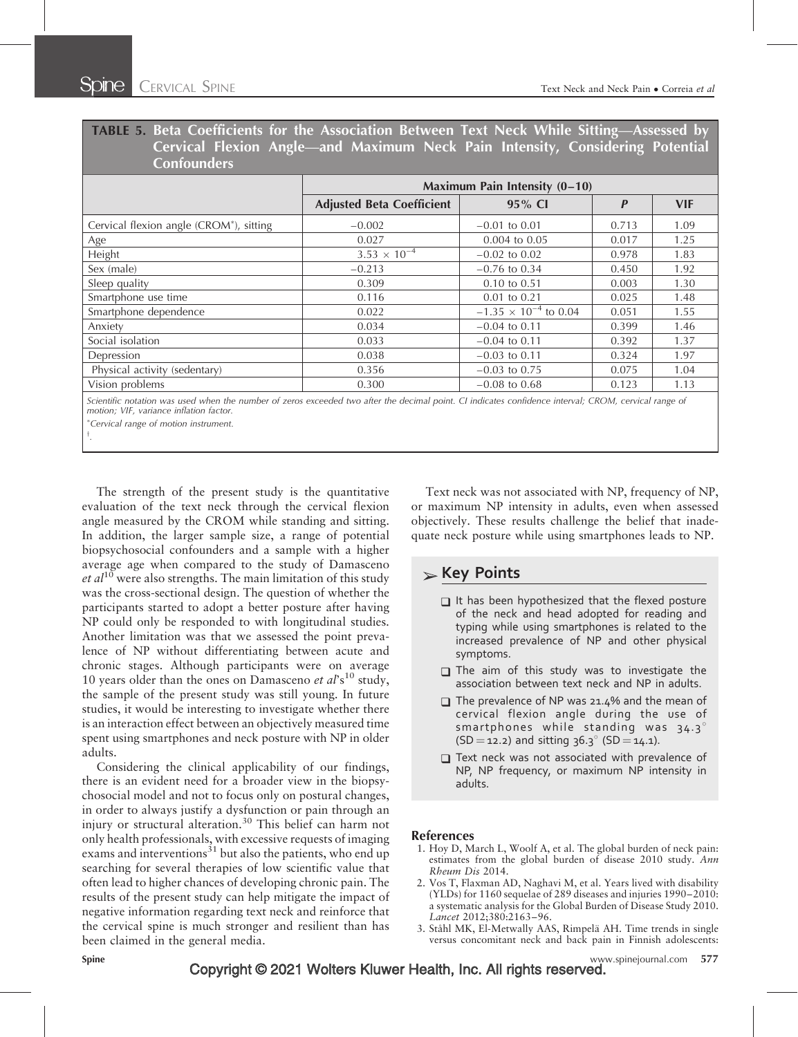**TABLE 5. Beta Coefficients for the Association Between Text Neck While Sitting—Assessed by Cervical Flexion Angle—and Maximum Neck Pain Intensity, Considering Potential Confounders**

| | Maximum Pain Intensity (0–10) | | | |
|---|---|---|---|---|
| | Adjusted Beta Coefficient | 95% CI | *P* | VIF |
| Cervical flexion angle (CROM*), sitting | −0.002 | −0.01 to 0.01 | 0.713 | 1.09 |
| Age | 0.027 | 0.004 to 0.05 | 0.017 | 1.25 |
| Height | $3.53 \times 10^{-4}$ | −0.02 to 0.02 | 0.978 | 1.83 |
| Sex (male) | −0.213 | −0.76 to 0.34 | 0.450 | 1.92 |
| Sleep quality | 0.309 | 0.10 to 0.51 | 0.003 | 1.30 |
| Smartphone use time | 0.116 | 0.01 to 0.21 | 0.025 | 1.48 |
| Smartphone dependence | 0.022 | $-1.35 \times 10^{-4}$ to 0.04 | 0.051 | 1.55 |
| Anxiety | 0.034 | −0.04 to 0.11 | 0.399 | 1.46 |
| Social isolation | 0.033 | −0.04 to 0.11 | 0.392 | 1.37 |
| Depression | 0.038 | −0.03 to 0.11 | 0.324 | 1.97 |
| Physical activity (sedentary) | 0.356 | −0.03 to 0.75 | 0.075 | 1.04 |
| Vision problems | 0.300 | −0.08 to 0.68 | 0.123 | 1.13 |

*Scientific notation was used when the number of zeros exceeded two after the decimal point. CI indicates confidence interval; CROM, cervical range of motion; VIF, variance inflation factor.*

*Cervical range of motion instrument.

†.

The strength of the present study is the quantitative evaluation of the text neck through the cervical flexion angle measured by the CROM while standing and sitting. In addition, the larger sample size, a range of potential biopsychosocial confounders and a sample with a higher average age when compared to the study of Damasceno *et al*[10] were also strengths. The main limitation of this study was the cross-sectional design. The question of whether the participants started to adopt a better posture after having NP could only be responded to with longitudinal studies. Another limitation was that we assessed the point prevalence of NP without differentiating between acute and chronic stages. Although participants were on average 10 years older than the ones on Damasceno *et al*'s[10] study, the sample of the present study was still young. In future studies, it would be interesting to investigate whether there is an interaction effect between an objectively measured time spent using smartphones and neck posture with NP in older adults.

Considering the clinical applicability of our findings, there is an evident need for a broader view in the biopsychosocial model and not to focus only on postural changes, in order to always justify a dysfunction or pain through an injury or structural alteration.[30] This belief can harm not only health professionals, with excessive requests of imaging exams and interventions[31] but also the patients, who end up searching for several therapies of low scientific value that often lead to higher chances of developing chronic pain. The results of the present study can help mitigate the impact of negative information regarding text neck and reinforce that the cervical spine is much stronger and resilient than has been claimed in the general media.

Text neck was not associated with NP, frequency of NP, or maximum NP intensity in adults, even when assessed objectively. These results challenge the belief that inadequate neck posture while using smartphones leads to NP.

## Key Points

- It has been hypothesized that the flexed posture of the neck and head adopted for reading and typing while using smartphones is related to the increased prevalence of NP and other physical symptoms.
- The aim of this study was to investigate the association between text neck and NP in adults.
- The prevalence of NP was 21.4% and the mean of cervical flexion angle during the use of smartphones while standing was 34.3° (SD = 12.2) and sitting 36.3° (SD = 14.1).
- Text neck was not associated with prevalence of NP, NP frequency, or maximum NP intensity in adults.

## References

1. Hoy D, March L, Woolf A, et al. The global burden of neck pain: estimates from the global burden of disease 2010 study. *Ann Rheum Dis* 2014.
2. Vos T, Flaxman AD, Naghavi M, et al. Years lived with disability (YLDs) for 1160 sequelae of 289 diseases and injuries 1990–2010: a systematic analysis for the Global Burden of Disease Study 2010. *Lancet* 2012;380:2163–96.
3. Ståhl MK, El-Metwally AAS, Rimpelä AH. Time trends in single versus concomitant neck and back pain in Finnish adolescents: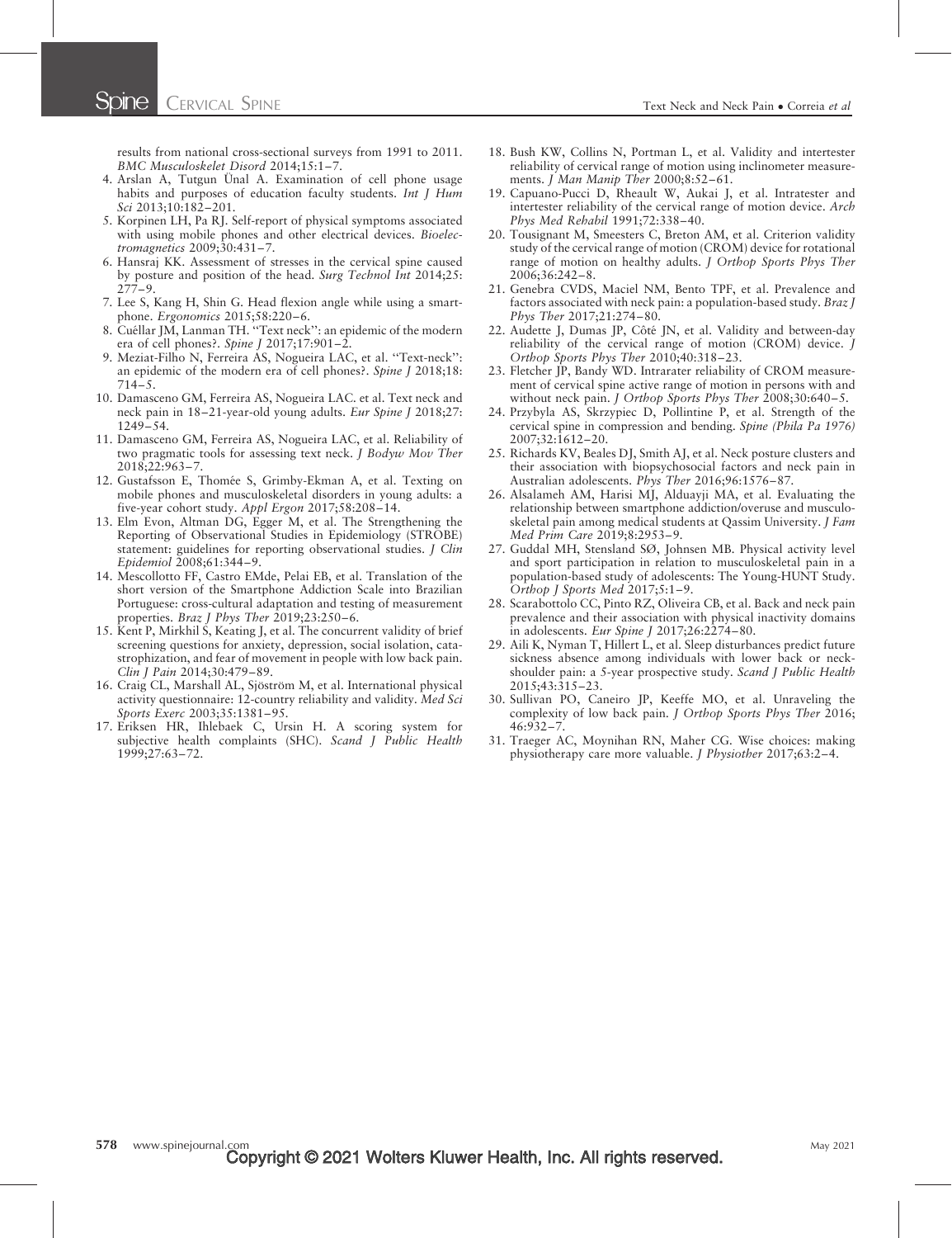results from national cross-sectional surveys from 1991 to 2011. *BMC Musculoskelet Disord* 2014;15:1–7.

4. Arslan A, Tutgun Ünal A. Examination of cell phone usage habits and purposes of education faculty students. *Int J Hum Sci* 2013;10:182–201.
5. Korpinen LH, Pa RJ. Self-report of physical symptoms associated with using mobile phones and other electrical devices. *Bioelectromagnetics* 2009;30:431–7.
6. Hansraj KK. Assessment of stresses in the cervical spine caused by posture and position of the head. *Surg Technol Int* 2014;25: 277–9.
7. Lee S, Kang H, Shin G. Head flexion angle while using a smartphone. *Ergonomics* 2015;58:220–6.
8. Cuéllar JM, Lanman TH. "Text neck": an epidemic of the modern era of cell phones?. *Spine J* 2017;17:901–2.
9. Meziat-Filho N, Ferreira AS, Nogueira LAC, et al. "Text-neck": an epidemic of the modern era of cell phones?. *Spine J* 2018;18: 714–5.
10. Damasceno GM, Ferreira AS, Nogueira LAC. et al. Text neck and neck pain in 18–21-year-old young adults. *Eur Spine J* 2018;27: 1249–54.
11. Damasceno GM, Ferreira AS, Nogueira LAC, et al. Reliability of two pragmatic tools for assessing text neck. *J Bodyw Mov Ther* 2018;22:963–7.
12. Gustafsson E, Thomée S, Grimby-Ekman A, et al. Texting on mobile phones and musculoskeletal disorders in young adults: a five-year cohort study. *Appl Ergon* 2017;58:208–14.
13. Elm Evon, Altman DG, Egger M, et al. The Strengthening the Reporting of Observational Studies in Epidemiology (STROBE) statement: guidelines for reporting observational studies. *J Clin Epidemiol* 2008;61:344–9.
14. Mescollotto FF, Castro EMde, Pelai EB, et al. Translation of the short version of the Smartphone Addiction Scale into Brazilian Portuguese: cross-cultural adaptation and testing of measurement properties. *Braz J Phys Ther* 2019;23:250–6.
15. Kent P, Mirkhil S, Keating J, et al. The concurrent validity of brief screening questions for anxiety, depression, social isolation, catastrophization, and fear of movement in people with low back pain. *Clin J Pain* 2014;30:479–89.
16. Craig CL, Marshall AL, Sjöström M, et al. International physical activity questionnaire: 12-country reliability and validity. *Med Sci Sports Exerc* 2003;35:1381–95.
17. Eriksen HR, Ihlebaek C, Ursin H. A scoring system for subjective health complaints (SHC). *Scand J Public Health* 1999;27:63–72.
18. Bush KW, Collins N, Portman L, et al. Validity and intertester reliability of cervical range of motion using inclinometer measurements. *J Man Manip Ther* 2000;8:52–61.
19. Capuano-Pucci D, Rheault W, Aukai J, et al. Intratester and intertester reliability of the cervical range of motion device. *Arch Phys Med Rehabil* 1991;72:338–40.
20. Tousignant M, Smeesters C, Breton AM, et al. Criterion validity study of the cervical range of motion (CROM) device for rotational range of motion on healthy adults. *J Orthop Sports Phys Ther* 2006;36:242–8.
21. Genebra CVDS, Maciel NM, Bento TPF, et al. Prevalence and factors associated with neck pain: a population-based study. *Braz J Phys Ther* 2017;21:274–80.
22. Audette J, Dumas JP, Côté JN, et al. Validity and between-day reliability of the cervical range of motion (CROM) device. *J Orthop Sports Phys Ther* 2010;40:318–23.
23. Fletcher JP, Bandy WD. Intrarater reliability of CROM measurement of cervical spine active range of motion in persons with and without neck pain. *J Orthop Sports Phys Ther* 2008;30:640–5.
24. Przybyla AS, Skrzypiec D, Pollintine P, et al. Strength of the cervical spine in compression and bending. *Spine (Phila Pa 1976)* 2007;32:1612–20.
25. Richards KV, Beales DJ, Smith AJ, et al. Neck posture clusters and their association with biopsychosocial factors and neck pain in Australian adolescents. *Phys Ther* 2016;96:1576–87.
26. Alsalameh AM, Harisi MJ, Alduayji MA, et al. Evaluating the relationship between smartphone addiction/overuse and musculoskeletal pain among medical students at Qassim University. *J Fam Med Prim Care* 2019;8:2953–9.
27. Guddal MH, Stensland SØ, Johnsen MB. Physical activity level and sport participation in relation to musculoskeletal pain in a population-based study of adolescents: The Young-HUNT Study. *Orthop J Sports Med* 2017;5:1–9.
28. Scarabottolo CC, Pinto RZ, Oliveira CB, et al. Back and neck pain prevalence and their association with physical inactivity domains in adolescents. *Eur Spine J* 2017;26:2274–80.
29. Aili K, Nyman T, Hillert L, et al. Sleep disturbances predict future sickness absence among individuals with lower back or neck-shoulder pain: a 5-year prospective study. *Scand J Public Health* 2015;43:315–23.
30. Sullivan PO, Caneiro JP, Keeffe MO, et al. Unraveling the complexity of low back pain. *J Orthop Sports Phys Ther* 2016; 46:932–7.
31. Traeger AC, Moynihan RN, Maher CG. Wise choices: making physiotherapy care more valuable. *J Physiother* 2017;63:2–4.